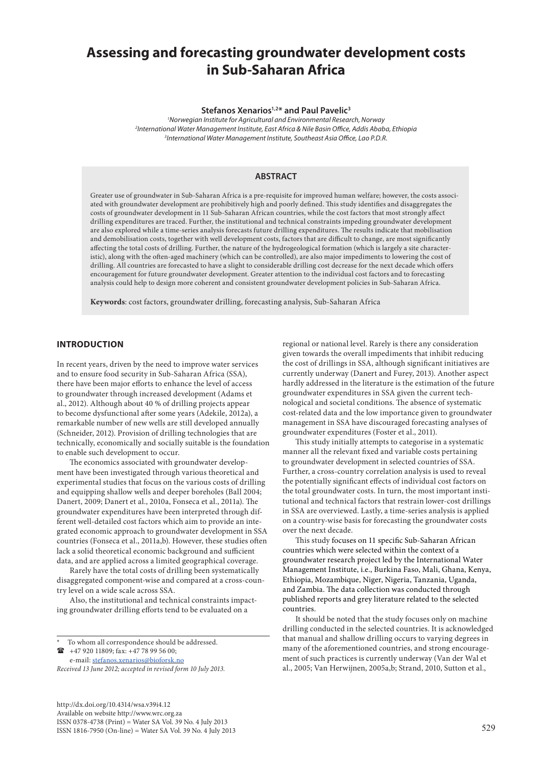# Assessing and forecasting groundwater development costs in Sub-Saharan Africa

**Stefanos Xenarios[1,2]* and Paul Pavelic[3]**

[1]*Norwegian Institute for Agricultural and Environmental Research, Norway*
[2]*International Water Management Institute, East Africa & Nile Basin Office, Addis Ababa, Ethiopia*
[3]*International Water Management Institute, Southeast Asia Office, Lao P.D.R.*

## ABSTRACT

Greater use of groundwater in Sub-Saharan Africa is a pre-requisite for improved human welfare; however, the costs associated with groundwater development are prohibitively high and poorly defined. This study identifies and disaggregates the costs of groundwater development in 11 Sub-Saharan African countries, while the cost factors that most strongly affect drilling expenditures are traced. Further, the institutional and technical constraints impeding groundwater development are also explored while a time-series analysis forecasts future drilling expenditures. The results indicate that mobilisation and demobilisation costs, together with well development costs, factors that are difficult to change, are most significantly affecting the total costs of drilling. Further, the nature of the hydrogeological formation (which is largely a site characteristic), along with the often-aged machinery (which can be controlled), are also major impediments to lowering the cost of drilling. All countries are forecasted to have a slight to considerable drilling cost decrease for the next decade which offers encouragement for future groundwater development. Greater attention to the individual cost factors and to forecasting analysis could help to design more coherent and consistent groundwater development policies in Sub-Saharan Africa.

**Keywords**: cost factors, groundwater drilling, forecasting analysis, Sub-Saharan Africa

## INTRODUCTION

In recent years, driven by the need to improve water services and to ensure food security in Sub-Saharan Africa (SSA), there have been major efforts to enhance the level of access to groundwater through increased development (Adams et al., 2012). Although about 40 % of drilling projects appear to become dysfunctional after some years (Adekile, 2012a), a remarkable number of new wells are still developed annually (Schneider, 2012). Provision of drilling technologies that are technically, economically and socially suitable is the foundation to enable such development to occur.

The economics associated with groundwater development have been investigated through various theoretical and experimental studies that focus on the various costs of drilling and equipping shallow wells and deeper boreholes (Ball 2004; Danert, 2009; Danert et al., 2010a, Fonseca et al., 2011a). The groundwater expenditures have been interpreted through different well-detailed cost factors which aim to provide an integrated economic approach to groundwater development in SSA countries (Fonseca et al., 2011a,b). However, these studies often lack a solid theoretical economic background and sufficient data, and are applied across a limited geographical coverage.

Rarely have the total costs of drilling been systematically disaggregated component-wise and compared at a cross-country level on a wide scale across SSA.

Also, the institutional and technical constraints impacting groundwater drilling efforts tend to be evaluated on a regional or national level. Rarely is there any consideration given towards the overall impediments that inhibit reducing the cost of drillings in SSA, although significant initiatives are currently underway (Danert and Furey, 2013). Another aspect hardly addressed in the literature is the estimation of the future groundwater expenditures in SSA given the current technological and societal conditions. The absence of systematic cost-related data and the low importance given to groundwater management in SSA have discouraged forecasting analyses of groundwater expenditures (Foster et al., 2011).

This study initially attempts to categorise in a systematic manner all the relevant fixed and variable costs pertaining to groundwater development in selected countries of SSA. Further, a cross-country correlation analysis is used to reveal the potentially significant effects of individual cost factors on the total groundwater costs. In turn, the most important institutional and technical factors that restrain lower-cost drillings in SSA are overviewed. Lastly, a time-series analysis is applied on a country-wise basis for forecasting the groundwater costs over the next decade.

This study focuses on 11 specific Sub-Saharan African countries which were selected within the context of a groundwater research project led by the International Water Management Institute, i.e., Burkina Faso, Mali, Ghana, Kenya, Ethiopia, Mozambique, Niger, Nigeria, Tanzania, Uganda, and Zambia. The data collection was conducted through published reports and grey literature related to the selected countries.

It should be noted that the study focuses only on machine drilling conducted in the selected countries. It is acknowledged that manual and shallow drilling occurs to varying degrees in many of the aforementioned countries, and strong encouragement of such practices is currently underway (Van der Wal et al., 2005; Van Herwijnen, 2005a,b; Strand, 2010, Sutton et al.,

---

* To whom all correspondence should be addressed.
☎ +47 920 11809; fax: +47 78 99 56 00;
e-mail: stefanos.xenarios@bioforsk.no

*Received 13 June 2012; accepted in revised form 10 July 2013.*

http://dx.doi.org/10.4314/wsa.v39i4.12
Available on website http://www.wrc.org.za
ISSN 0378-4738 (Print) = Water SA Vol. 39 No. 4 July 2013
ISSN 1816-7950 (On-line) = Water SA Vol. 39 No. 4 July 2013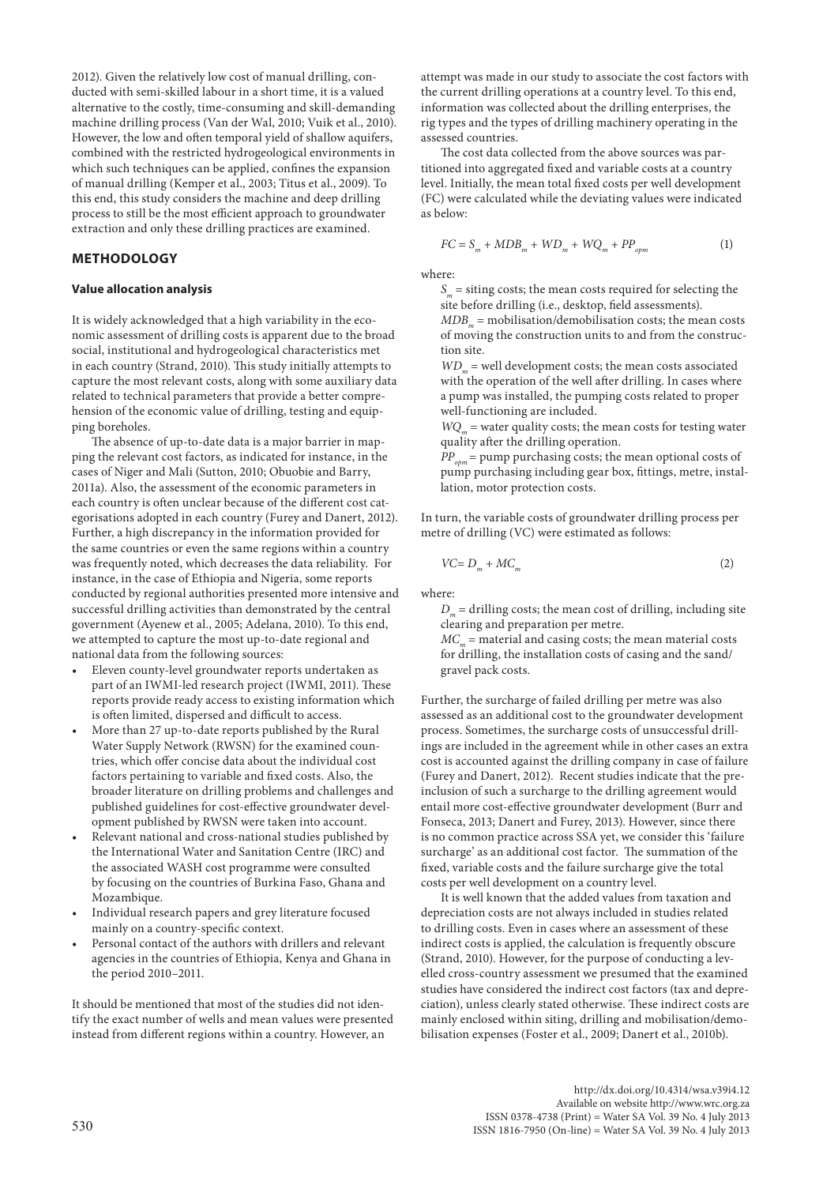2012). Given the relatively low cost of manual drilling, conducted with semi-skilled labour in a short time, it is a valued alternative to the costly, time-consuming and skill-demanding machine drilling process (Van der Wal, 2010; Vuik et al., 2010). However, the low and often temporal yield of shallow aquifers, combined with the restricted hydrogeological environments in which such techniques can be applied, confines the expansion of manual drilling (Kemper et al., 2003; Titus et al., 2009). To this end, this study considers the machine and deep drilling process to still be the most efficient approach to groundwater extraction and only these drilling practices are examined.

## METHODOLOGY

### Value allocation analysis

It is widely acknowledged that a high variability in the economic assessment of drilling costs is apparent due to the broad social, institutional and hydrogeological characteristics met in each country (Strand, 2010). This study initially attempts to capture the most relevant costs, along with some auxiliary data related to technical parameters that provide a better comprehension of the economic value of drilling, testing and equipping boreholes.

The absence of up-to-date data is a major barrier in mapping the relevant cost factors, as indicated for instance, in the cases of Niger and Mali (Sutton, 2010; Obuobie and Barry, 2011a). Also, the assessment of the economic parameters in each country is often unclear because of the different cost categorisations adopted in each country (Furey and Danert, 2012). Further, a high discrepancy in the information provided for the same countries or even the same regions within a country was frequently noted, which decreases the data reliability. For instance, in the case of Ethiopia and Nigeria, some reports conducted by regional authorities presented more intensive and successful drilling activities than demonstrated by the central government (Ayenew et al., 2005; Adelana, 2010). To this end, we attempted to capture the most up-to-date regional and national data from the following sources:

- Eleven county-level groundwater reports undertaken as part of an IWMI-led research project (IWMI, 2011). These reports provide ready access to existing information which is often limited, dispersed and difficult to access.
- More than 27 up-to-date reports published by the Rural Water Supply Network (RWSN) for the examined countries, which offer concise data about the individual cost factors pertaining to variable and fixed costs. Also, the broader literature on drilling problems and challenges and published guidelines for cost-effective groundwater development published by RWSN were taken into account.
- Relevant national and cross-national studies published by the International Water and Sanitation Centre (IRC) and the associated WASH cost programme were consulted by focusing on the countries of Burkina Faso, Ghana and Mozambique.
- Individual research papers and grey literature focused mainly on a country-specific context.
- Personal contact of the authors with drillers and relevant agencies in the countries of Ethiopia, Kenya and Ghana in the period 2010–2011.

It should be mentioned that most of the studies did not identify the exact number of wells and mean values were presented instead from different regions within a country. However, an attempt was made in our study to associate the cost factors with the current drilling operations at a country level. To this end, information was collected about the drilling enterprises, the rig types and the types of drilling machinery operating in the assessed countries.

The cost data collected from the above sources was partitioned into aggregated fixed and variable costs at a country level. Initially, the mean total fixed costs per well development (FC) were calculated while the deviating values were indicated as below:

$$FC = S_m + MDB_m + WD_m + WQ_m + PP_{opm} \tag{1}$$

where:

$S_m$ = siting costs; the mean costs required for selecting the site before drilling (i.e., desktop, field assessments).
$MDB_m$ = mobilisation/demobilisation costs; the mean costs of moving the construction units to and from the construction site.
$WD_m$ = well development costs; the mean costs associated with the operation of the well after drilling. In cases where a pump was installed, the pumping costs related to proper well-functioning are included.
$WQ_m$ = water quality costs; the mean costs for testing water quality after the drilling operation.
$PP_{opm}$ = pump purchasing costs; the mean optional costs of pump purchasing including gear box, fittings, metre, installation, motor protection costs.

In turn, the variable costs of groundwater drilling process per metre of drilling (VC) were estimated as follows:

$$VC = D_m + MC_m \tag{2}$$

where:

$D_m$ = drilling costs; the mean cost of drilling, including site clearing and preparation per metre.
$MC_m$ = material and casing costs; the mean material costs for drilling, the installation costs of casing and the sand/gravel pack costs.

Further, the surcharge of failed drilling per metre was also assessed as an additional cost to the groundwater development process. Sometimes, the surcharge costs of unsuccessful drillings are included in the agreement while in other cases an extra cost is accounted against the drilling company in case of failure (Furey and Danert, 2012). Recent studies indicate that the preinclusion of such a surcharge to the drilling agreement would entail more cost-effective groundwater development (Burr and Fonseca, 2013; Danert and Furey, 2013). However, since there is no common practice across SSA yet, we consider this 'failure surcharge' as an additional cost factor. The summation of the fixed, variable costs and the failure surcharge give the total costs per well development on a country level.

It is well known that the added values from taxation and depreciation costs are not always included in studies related to drilling costs. Even in cases where an assessment of these indirect costs is applied, the calculation is frequently obscure (Strand, 2010). However, for the purpose of conducting a levelled cross-country assessment we presumed that the examined studies have considered the indirect cost factors (tax and depreciation), unless clearly stated otherwise. These indirect costs are mainly enclosed within siting, drilling and mobilisation/demobilisation expenses (Foster et al., 2009; Danert et al., 2010b).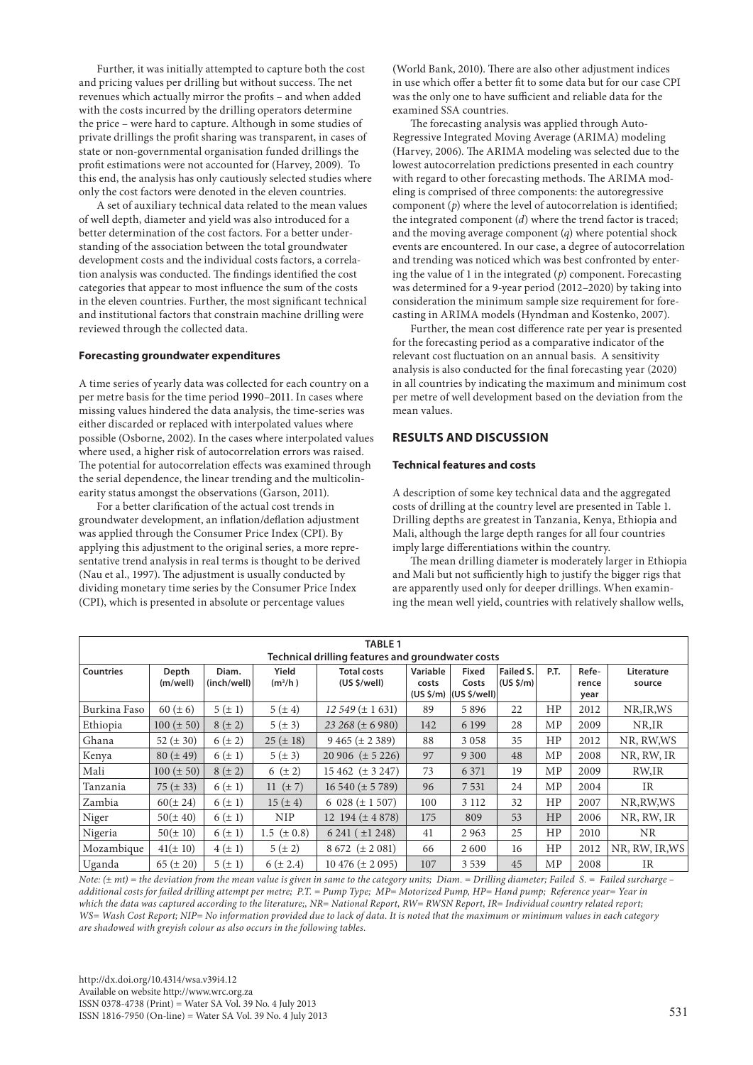Further, it was initially attempted to capture both the cost and pricing values per drilling but without success. The net revenues which actually mirror the profits – and when added with the costs incurred by the drilling operators determine the price – were hard to capture. Although in some studies of private drillings the profit sharing was transparent, in cases of state or non-governmental organisation funded drillings the profit estimations were not accounted for (Harvey, 2009). To this end, the analysis has only cautiously selected studies where only the cost factors were denoted in the eleven countries.

A set of auxiliary technical data related to the mean values of well depth, diameter and yield was also introduced for a better determination of the cost factors. For a better understanding of the association between the total groundwater development costs and the individual costs factors, a correlation analysis was conducted. The findings identified the cost categories that appear to most influence the sum of the costs in the eleven countries. Further, the most significant technical and institutional factors that constrain machine drilling were reviewed through the collected data.

#### Forecasting groundwater expenditures

A time series of yearly data was collected for each country on a per metre basis for the time period 1990–2011. In cases where missing values hindered the data analysis, the time-series was either discarded or replaced with interpolated values where possible (Osborne, 2002). In the cases where interpolated values where used, a higher risk of autocorrelation errors was raised. The potential for autocorrelation effects was examined through the serial dependence, the linear trending and the multicolinearity status amongst the observations (Garson, 2011).

For a better clarification of the actual cost trends in groundwater development, an inflation/deflation adjustment was applied through the Consumer Price Index (CPI). By applying this adjustment to the original series, a more representative trend analysis in real terms is thought to be derived (Nau et al., 1997). The adjustment is usually conducted by dividing monetary time series by the Consumer Price Index (CPI), which is presented in absolute or percentage values (World Bank, 2010). There are also other adjustment indices in use which offer a better fit to some data but for our case CPI was the only one to have sufficient and reliable data for the examined SSA countries.

The forecasting analysis was applied through Auto-Regressive Integrated Moving Average (ARIMA) modeling (Harvey, 2006). The ARIMA modeling was selected due to the lowest autocorrelation predictions presented in each country with regard to other forecasting methods. The ARIMA modeling is comprised of three components: the autoregressive component ($p$) where the level of autocorrelation is identified; the integrated component ($d$) where the trend factor is traced; and the moving average component ($q$) where potential shock events are encountered. In our case, a degree of autocorrelation and trending was noticed which was best confronted by entering the value of 1 in the integrated ($p$) component. Forecasting was determined for a 9-year period (2012–2020) by taking into consideration the minimum sample size requirement for forecasting in ARIMA models (Hyndman and Kostenko, 2007).

Further, the mean cost difference rate per year is presented for the forecasting period as a comparative indicator of the relevant cost fluctuation on an annual basis. A sensitivity analysis is also conducted for the final forecasting year (2020) in all countries by indicating the maximum and minimum cost per metre of well development based on the deviation from the mean values.

## RESULTS AND DISCUSSION

#### Technical features and costs

A description of some key technical data and the aggregated costs of drilling at the country level are presented in Table 1. Drilling depths are greatest in Tanzania, Kenya, Ethiopia and Mali, although the large depth ranges for all four countries imply large differentiations within the country.

The mean drilling diameter is moderately larger in Ethiopia and Mali but not sufficiently high to justify the bigger rigs that are apparently used only for deeper drillings. When examining the mean well yield, countries with relatively shallow wells,

**TABLE 1**
**Technical drilling features and groundwater costs**

| Countries | Depth (m/well) | Diam. (inch/well) | Yield ($m^3$/h ) | Total costs (US $/well) | Variable costs (US $/m) | Fixed Costs (US $/well) | Failed S. (US $/m) | P.T. | Reference year | Literature source |
|---|---|---|---|---|---|---|---|---|---|---|
| Burkina Faso | 60 (± 6) | 5 (± 1) | 5 (± 4) | *12 549* (± 1 631) | 89 | 5 896 | 22 | HP | 2012 | NR,IR,WS |
| Ethiopia | 100 (± 50) | 8 (± 2) | 5 (± 3) | *23 268* (± 6 980) | 142 | 6 199 | 28 | MP | 2009 | NR,IR |
| Ghana | 52 (± 30) | 6 (± 2) | 25 (± 18) | 9 465 (± 2 389) | 88 | 3 058 | 35 | HP | 2012 | NR, RW,WS |
| Kenya | 80 (± 49) | 6 (± 1) | 5 (± 3) | 20 906 (± 5 226) | 97 | 9 300 | 48 | MP | 2008 | NR, RW, IR |
| Mali | 100 (± 50) | 8 (± 2) | 6 (± 2) | 15 462 (± 3 247) | 73 | 6 371 | 19 | MP | 2009 | RW,IR |
| Tanzania | 75 (± 33) | 6 (± 1) | 11 (± 7) | 16 540 (± 5 789) | 96 | 7 531 | 24 | MP | 2004 | IR |
| Zambia | 60(± 24) | 6 (± 1) | 15 (± 4) | 6 028 (± 1 507) | 100 | 3 112 | 32 | HP | 2007 | NR,RW,WS |
| Niger | 50(± 40) | 6 (± 1) | NIP | 12 194 (± 4 878) | 175 | 809 | 53 | HP | 2006 | NR, RW, IR |
| Nigeria | 50(± 10) | 6 (± 1) | 1.5 (± 0.8) | 6 241 ( ±1 248) | 41 | 2 963 | 25 | HP | 2010 | NR |
| Mozambique | 41(± 10) | 4 (± 1) | 5 (± 2) | 8 672 (± 2 081) | 66 | 2 600 | 16 | HP | 2012 | NR, RW, IR,WS |
| Uganda | 65 (± 20) | 5 (± 1) | 6 (± 2.4) | 10 476 (± 2 095) | 107 | 3 539 | 45 | MP | 2008 | IR |

*Note: (± mt) = the deviation from the mean value is given in same to the category units; Diam. = Drilling diameter; Failed S. = Failed surcharge – additional costs for failed drilling attempt per metre; P.T. = Pump Type; MP= Motorized Pump, HP= Hand pump; Reference year= Year in which the data was captured according to the literature;, NR= National Report, RW= RWSN Report, IR= Individual country related report; WS= Wash Cost Report; NIP= No information provided due to lack of data. It is noted that the maximum or minimum values in each category are shadowed with greyish colour as also occurs in the following tables.*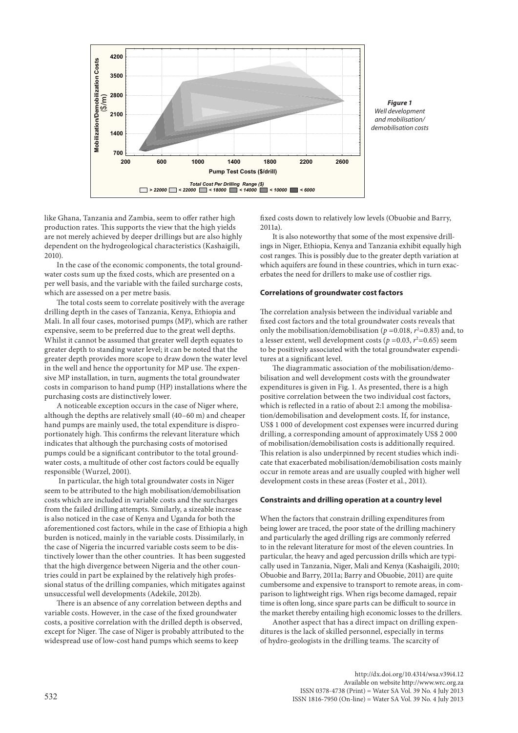Figure 1
Well development and mobilisation/demobilisation costs

like Ghana, Tanzania and Zambia, seem to offer rather high production rates. This supports the view that the high yields are not merely achieved by deeper drillings but are also highly dependent on the hydrogeological characteristics (Kashaigili, 2010).

In the case of the economic components, the total groundwater costs sum up the fixed costs, which are presented on a per well basis, and the variable with the failed surcharge costs, which are assessed on a per metre basis.

The total costs seem to correlate positively with the average drilling depth in the cases of Tanzania, Kenya, Ethiopia and Mali. In all four cases, motorised pumps (MP), which are rather expensive, seem to be preferred due to the great well depths. Whilst it cannot be assumed that greater well depth equates to greater depth to standing water level; it can be noted that the greater depth provides more scope to draw down the water level in the well and hence the opportunity for MP use. The expensive MP installation, in turn, augments the total groundwater costs in comparison to hand pump (HP) installations where the purchasing costs are distinctively lower.

A noticeable exception occurs in the case of Niger where, although the depths are relatively small (40–60 m) and cheaper hand pumps are mainly used, the total expenditure is disproportionately high. This confirms the relevant literature which indicates that although the purchasing costs of motorised pumps could be a significant contributor to the total groundwater costs, a multitude of other cost factors could be equally responsible (Wurzel, 2001).

In particular, the high total groundwater costs in Niger seem to be attributed to the high mobilisation/demobilisation costs which are included in variable costs and the surcharges from the failed drilling attempts. Similarly, a sizeable increase is also noticed in the case of Kenya and Uganda for both the aforementioned cost factors, while in the case of Ethiopia a high burden is noticed, mainly in the variable costs. Dissimilarly, in the case of Nigeria the incurred variable costs seem to be distinctively lower than the other countries. It has been suggested that the high divergence between Nigeria and the other countries could in part be explained by the relatively high professional status of the drilling companies, which mitigates against unsuccessful well developments (Adekile, 2012b).

There is an absence of any correlation between depths and variable costs. However, in the case of the fixed groundwater costs, a positive correlation with the drilled depth is observed, except for Niger. The case of Niger is probably attributed to the widespread use of low-cost hand pumps which seems to keep fixed costs down to relatively low levels (Obuobie and Barry, 2011a).

It is also noteworthy that some of the most expensive drillings in Niger, Ethiopia, Kenya and Tanzania exhibit equally high cost ranges. This is possibly due to the greater depth variation at which aquifers are found in these countries, which in turn exacerbates the need for drillers to make use of costlier rigs.

### Correlations of groundwater cost factors

The correlation analysis between the individual variable and fixed cost factors and the total groundwater costs reveals that only the mobilisation/demobilisation ($p$ =0.018, $r^2$=0.83) and, to a lesser extent, well development costs ($p$ =0.03, $r^2$=0.65) seem to be positively associated with the total groundwater expenditures at a significant level.

The diagrammatic association of the mobilisation/demobilisation and well development costs with the groundwater expenditures is given in Fig. 1. As presented, there is a high positive correlation between the two individual cost factors, which is reflected in a ratio of about 2:1 among the mobilisation/demobilisation and development costs. If, for instance, US$ 1 000 of development cost expenses were incurred during drilling, a corresponding amount of approximately US$ 2 000 of mobilisation/demobilisation costs is additionally required. This relation is also underpinned by recent studies which indicate that exacerbated mobilisation/demobilisation costs mainly occur in remote areas and are usually coupled with higher well development costs in these areas (Foster et al., 2011).

### Constraints and drilling operation at a country level

When the factors that constrain drilling expenditures from being lower are traced, the poor state of the drilling machinery and particularly the aged drilling rigs are commonly referred to in the relevant literature for most of the eleven countries. In particular, the heavy and aged percussion drills which are typically used in Tanzania, Niger, Mali and Kenya (Kashaigili, 2010; Obuobie and Barry, 2011a; Barry and Obuobie, 2011) are quite cumbersome and expensive to transport to remote areas, in comparison to lightweight rigs. When rigs become damaged, repair time is often long, since spare parts can be difficult to source in the market thereby entailing high economic losses to the drillers.

Another aspect that has a direct impact on drilling expenditures is the lack of skilled personnel, especially in terms of hydro-geologists in the drilling teams. The scarcity of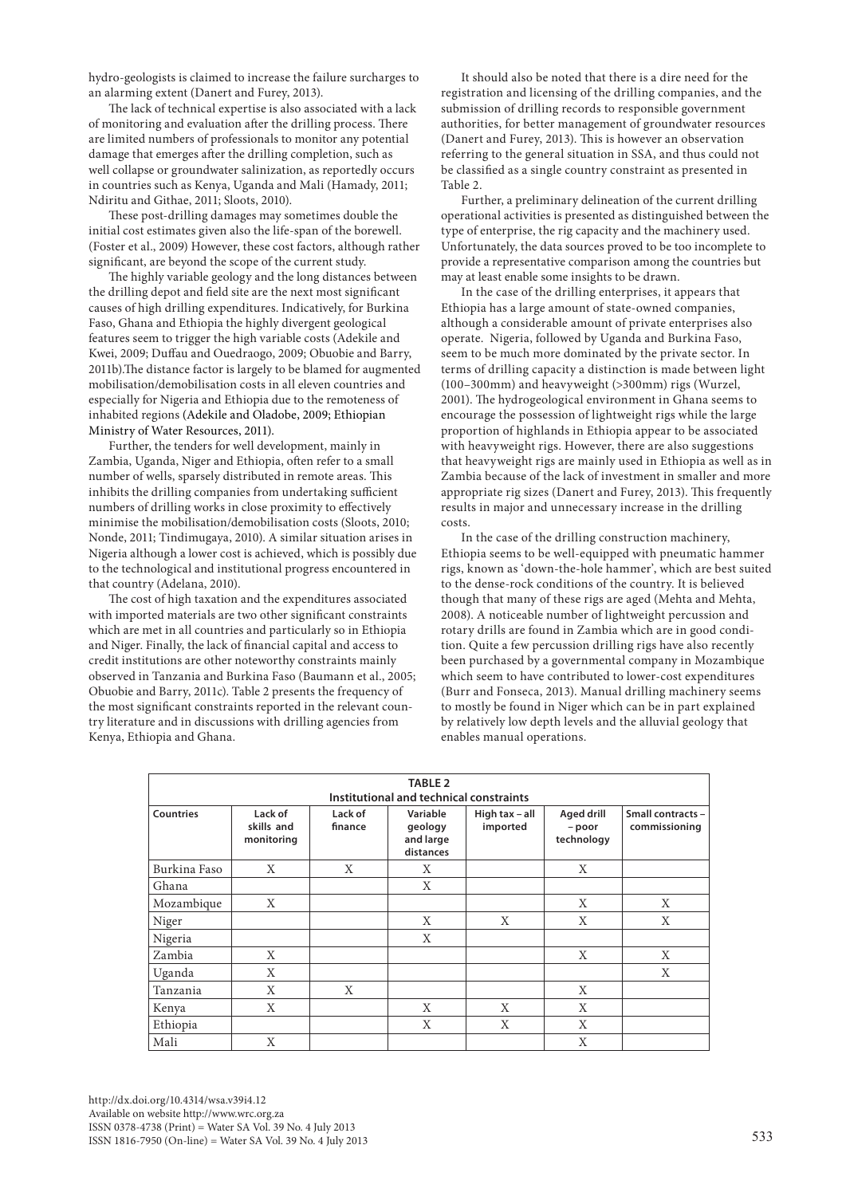hydro-geologists is claimed to increase the failure surcharges to an alarming extent (Danert and Furey, 2013).

The lack of technical expertise is also associated with a lack of monitoring and evaluation after the drilling process. There are limited numbers of professionals to monitor any potential damage that emerges after the drilling completion, such as well collapse or groundwater salinization, as reportedly occurs in countries such as Kenya, Uganda and Mali (Hamady, 2011; Ndiritu and Githae, 2011; Sloots, 2010).

These post-drilling damages may sometimes double the initial cost estimates given also the life-span of the borewell. (Foster et al., 2009) However, these cost factors, although rather significant, are beyond the scope of the current study.

The highly variable geology and the long distances between the drilling depot and field site are the next most significant causes of high drilling expenditures. Indicatively, for Burkina Faso, Ghana and Ethiopia the highly divergent geological features seem to trigger the high variable costs (Adekile and Kwei, 2009; Duffau and Ouedraogo, 2009; Obuobie and Barry, 2011b).The distance factor is largely to be blamed for augmented mobilisation/demobilisation costs in all eleven countries and especially for Nigeria and Ethiopia due to the remoteness of inhabited regions (Adekile and Oladobe, 2009; Ethiopian Ministry of Water Resources, 2011).

Further, the tenders for well development, mainly in Zambia, Uganda, Niger and Ethiopia, often refer to a small number of wells, sparsely distributed in remote areas. This inhibits the drilling companies from undertaking sufficient numbers of drilling works in close proximity to effectively minimise the mobilisation/demobilisation costs (Sloots, 2010; Nonde, 2011; Tindimugaya, 2010). A similar situation arises in Nigeria although a lower cost is achieved, which is possibly due to the technological and institutional progress encountered in that country (Adelana, 2010).

The cost of high taxation and the expenditures associated with imported materials are two other significant constraints which are met in all countries and particularly so in Ethiopia and Niger. Finally, the lack of financial capital and access to credit institutions are other noteworthy constraints mainly observed in Tanzania and Burkina Faso (Baumann et al., 2005; Obuobie and Barry, 2011c). Table 2 presents the frequency of the most significant constraints reported in the relevant country literature and in discussions with drilling agencies from Kenya, Ethiopia and Ghana.

It should also be noted that there is a dire need for the registration and licensing of the drilling companies, and the submission of drilling records to responsible government authorities, for better management of groundwater resources (Danert and Furey, 2013). This is however an observation referring to the general situation in SSA, and thus could not be classified as a single country constraint as presented in Table 2.

Further, a preliminary delineation of the current drilling operational activities is presented as distinguished between the type of enterprise, the rig capacity and the machinery used. Unfortunately, the data sources proved to be too incomplete to provide a representative comparison among the countries but may at least enable some insights to be drawn.

In the case of the drilling enterprises, it appears that Ethiopia has a large amount of state-owned companies, although a considerable amount of private enterprises also operate. Nigeria, followed by Uganda and Burkina Faso, seem to be much more dominated by the private sector. In terms of drilling capacity a distinction is made between light (100–300mm) and heavyweight (>300mm) rigs (Wurzel, 2001). The hydrogeological environment in Ghana seems to encourage the possession of lightweight rigs while the large proportion of highlands in Ethiopia appear to be associated with heavyweight rigs. However, there are also suggestions that heavyweight rigs are mainly used in Ethiopia as well as in Zambia because of the lack of investment in smaller and more appropriate rig sizes (Danert and Furey, 2013). This frequently results in major and unnecessary increase in the drilling costs.

In the case of the drilling construction machinery, Ethiopia seems to be well-equipped with pneumatic hammer rigs, known as 'down-the-hole hammer', which are best suited to the dense-rock conditions of the country. It is believed though that many of these rigs are aged (Mehta and Mehta, 2008). A noticeable number of lightweight percussion and rotary drills are found in Zambia which are in good condition. Quite a few percussion drilling rigs have also recently been purchased by a governmental company in Mozambique which seem to have contributed to lower-cost expenditures (Burr and Fonseca, 2013). Manual drilling machinery seems to mostly be found in Niger which can be in part explained by relatively low depth levels and the alluvial geology that enables manual operations.

**TABLE 2**
**Institutional and technical constraints**

| Countries | Lack of skills and monitoring | Lack of finance | Variable geology and large distances | High tax – all imported | Aged drill – poor technology | Small contracts – commissioning |
|---|---|---|---|---|---|---|
| Burkina Faso | X | X | X | | X | |
| Ghana | | | X | | | |
| Mozambique | X | | | | X | X |
| Niger | | | X | X | X | X |
| Nigeria | | | X | | | |
| Zambia | X | | | | X | X |
| Uganda | X | | | | | X |
| Tanzania | X | X | | | X | |
| Kenya | X | | X | X | X | |
| Ethiopia | | | X | X | X | |
| Mali | X | | | | X | |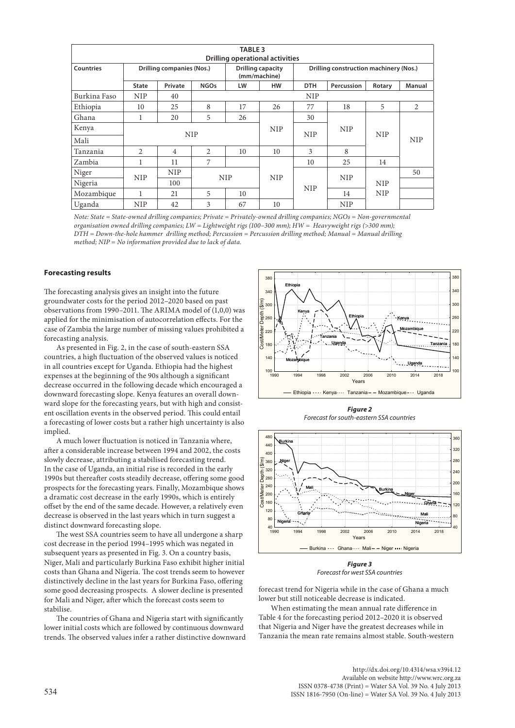**TABLE 3**
**Drilling operational activities**

| Countries | Drilling companies (Nos.) | | | Drilling capacity (mm/machine) | | Drilling construction machinery (Nos.) | | | |
|---|---|---|---|---|---|---|---|---|---|
| | State | Private | NGOs | LW | HW | DTH | Percussion | Rotary | Manual |
| Burkina Faso | NIP | 40 | NIP | | | | | | |
| Ethiopia | 10 | 25 | 8 | 17 | 26 | 77 | 18 | 5 | 2 |
| Ghana | 1 | 20 | 5 | 26 | NIP | 30 | NIP | NIP | NIP |
| Kenya | NIP | NIP | NIP | NIP | NIP | NIP | NIP | NIP | NIP |
| Mali | NIP | NIP | NIP | NIP | NIP | NIP | NIP | NIP | NIP |
| Tanzania | 2 | 4 | 2 | 10 | 10 | 3 | 8 | NIP | NIP |
| Zambia | 1 | 11 | 7 | | NIP | 10 | 25 | 14 | NIP |
| Niger | NIP | NIP | NIP | NIP | NIP | NIP | NIP | NIP | 50 |
| Nigeria | NIP | 100 | NIP | NIP | NIP | NIP | NIP | NIP | |
| Mozambique | 1 | 21 | 5 | 10 | NIP | NIP | 14 | NIP | |
| Uganda | NIP | 42 | 3 | 67 | 10 | NIP | NIP | NIP | |

*Note: State = State-owned drilling companies; Private = Privately-owned drilling companies; NGOs = Non-governmental organisation owned drilling companies; LW = Lightweight rigs (100–300 mm); HW = Heavyweight rigs (>300 mm); DTH = Down-the-hole hammer drilling method; Percussion = Percussion drilling method; Manual = Manual drilling method; NIP = No information provided due to lack of data.*

### Forecasting results

The forecasting analysis gives an insight into the future groundwater costs for the period 2012–2020 based on past observations from 1990–2011. The ARIMA model of (1,0,0) was applied for the minimisation of autocorrelation effects. For the case of Zambia the large number of missing values prohibited a forecasting analysis.

As presented in Fig. 2, in the case of south-eastern SSA countries, a high fluctuation of the observed values is noticed in all countries except for Uganda. Ethiopia had the highest expenses at the beginning of the 90s although a significant decrease occurred in the following decade which encouraged a downward forecasting slope. Kenya features an overall downward slope for the forecasting years, but with high and consistent oscillation events in the observed period. This could entail a forecasting of lower costs but a rather high uncertainty is also implied.

A much lower fluctuation is noticed in Tanzania where, after a considerable increase between 1994 and 2002, the costs slowly decrease, attributing a stabilised forecasting trend. In the case of Uganda, an initial rise is recorded in the early 1990s but thereafter costs steadily decrease, offering some good prospects for the forecasting years. Finally, Mozambique shows a dramatic cost decrease in the early 1990s, which is entirely offset by the end of the same decade. However, a relatively even decrease is observed in the last years which in turn suggest a distinct downward forecasting slope.

The west SSA countries seem to have all undergone a sharp cost decrease in the period 1994–1995 which was negated in subsequent years as presented in Fig. 3. On a country basis, Niger, Mali and particularly Burkina Faso exhibit higher initial costs than Ghana and Nigeria. The cost trends seem to however distinctively decline in the last years for Burkina Faso, offering some good decreasing prospects. A slower decline is presented for Mali and Niger, after which the forecast costs seem to stabilise.

The countries of Ghana and Nigeria start with significantly lower initial costs which are followed by continuous downward trends. The observed values infer a rather distinctive downward forecast trend for Nigeria while in the case of Ghana a much lower but still noticeable decrease is indicated.

***Figure 2***
*Forecast for south-eastern SSA countries*

***Figure 3***
*Forecast for west SSA countries*

When estimating the mean annual rate difference in Table 4 for the forecasting period 2012–2020 it is observed that Nigeria and Niger have the greatest decreases while in Tanzania the mean rate remains almost stable. South-western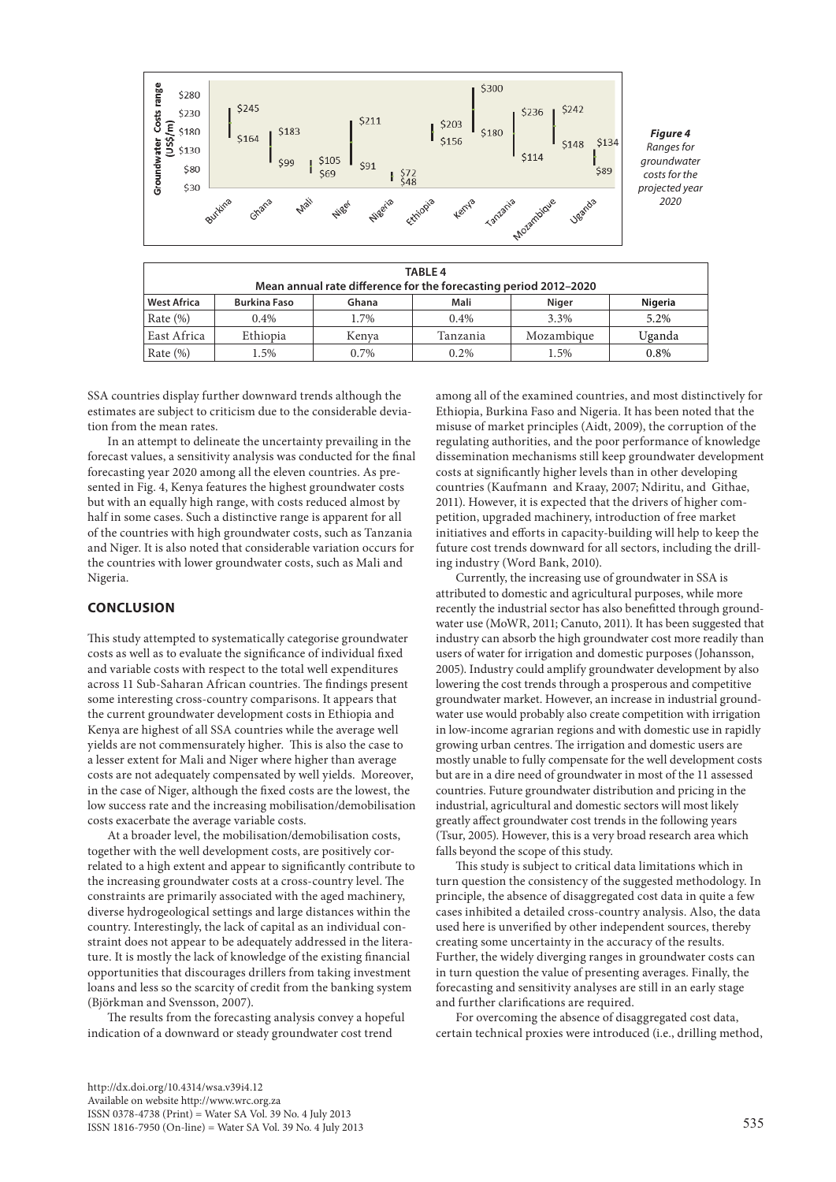*Figure 4*
*Ranges for groundwater costs for the projected year 2020*

| TABLE 4 | | | | | |
|---|---|---|---|---|---|
| **Mean annual rate difference for the forecasting period 2012–2020** | | | | | |
| **West Africa** | **Burkina Faso** | **Ghana** | **Mali** | **Niger** | **Nigeria** |
| Rate (%) | 0.4% | 1.7% | 0.4% | 3.3% | 5.2% |
| East Africa | Ethiopia | Kenya | Tanzania | Mozambique | Uganda |
| Rate (%) | 1.5% | 0.7% | 0.2% | 1.5% | 0.8% |

SSA countries display further downward trends although the estimates are subject to criticism due to the considerable deviation from the mean rates.

In an attempt to delineate the uncertainty prevailing in the forecast values, a sensitivity analysis was conducted for the final forecasting year 2020 among all the eleven countries. As presented in Fig. 4, Kenya features the highest groundwater costs but with an equally high range, with costs reduced almost by half in some cases. Such a distinctive range is apparent for all of the countries with high groundwater costs, such as Tanzania and Niger. It is also noted that considerable variation occurs for the countries with lower groundwater costs, such as Mali and Nigeria.

## CONCLUSION

This study attempted to systematically categorise groundwater costs as well as to evaluate the significance of individual fixed and variable costs with respect to the total well expenditures across 11 Sub-Saharan African countries. The findings present some interesting cross-country comparisons. It appears that the current groundwater development costs in Ethiopia and Kenya are highest of all SSA countries while the average well yields are not commensurately higher. This is also the case to a lesser extent for Mali and Niger where higher than average costs are not adequately compensated by well yields. Moreover, in the case of Niger, although the fixed costs are the lowest, the low success rate and the increasing mobilisation/demobilisation costs exacerbate the average variable costs.

At a broader level, the mobilisation/demobilisation costs, together with the well development costs, are positively correlated to a high extent and appear to significantly contribute to the increasing groundwater costs at a cross-country level. The constraints are primarily associated with the aged machinery, diverse hydrogeological settings and large distances within the country. Interestingly, the lack of capital as an individual constraint does not appear to be adequately addressed in the literature. It is mostly the lack of knowledge of the existing financial opportunities that discourages drillers from taking investment loans and less so the scarcity of credit from the banking system (Björkman and Svensson, 2007).

The results from the forecasting analysis convey a hopeful indication of a downward or steady groundwater cost trend among all of the examined countries, and most distinctively for Ethiopia, Burkina Faso and Nigeria. It has been noted that the misuse of market principles (Aidt, 2009), the corruption of the regulating authorities, and the poor performance of knowledge dissemination mechanisms still keep groundwater development costs at significantly higher levels than in other developing countries (Kaufmann and Kraay, 2007; Ndiritu, and Githae, 2011). However, it is expected that the drivers of higher competition, upgraded machinery, introduction of free market initiatives and efforts in capacity-building will help to keep the future cost trends downward for all sectors, including the drilling industry (Word Bank, 2010).

Currently, the increasing use of groundwater in SSA is attributed to domestic and agricultural purposes, while more recently the industrial sector has also benefitted through groundwater use (MoWR, 2011; Canuto, 2011). It has been suggested that industry can absorb the high groundwater cost more readily than users of water for irrigation and domestic purposes (Johansson, 2005). Industry could amplify groundwater development by also lowering the cost trends through a prosperous and competitive groundwater market. However, an increase in industrial groundwater use would probably also create competition with irrigation in low-income agrarian regions and with domestic use in rapidly growing urban centres. The irrigation and domestic users are mostly unable to fully compensate for the well development costs but are in a dire need of groundwater in most of the 11 assessed countries. Future groundwater distribution and pricing in the industrial, agricultural and domestic sectors will most likely greatly affect groundwater cost trends in the following years (Tsur, 2005). However, this is a very broad research area which falls beyond the scope of this study.

This study is subject to critical data limitations which in turn question the consistency of the suggested methodology. In principle, the absence of disaggregated cost data in quite a few cases inhibited a detailed cross-country analysis. Also, the data used here is unverified by other independent sources, thereby creating some uncertainty in the accuracy of the results. Further, the widely diverging ranges in groundwater costs can in turn question the value of presenting averages. Finally, the forecasting and sensitivity analyses are still in an early stage and further clarifications are required.

For overcoming the absence of disaggregated cost data, certain technical proxies were introduced (i.e., drilling method,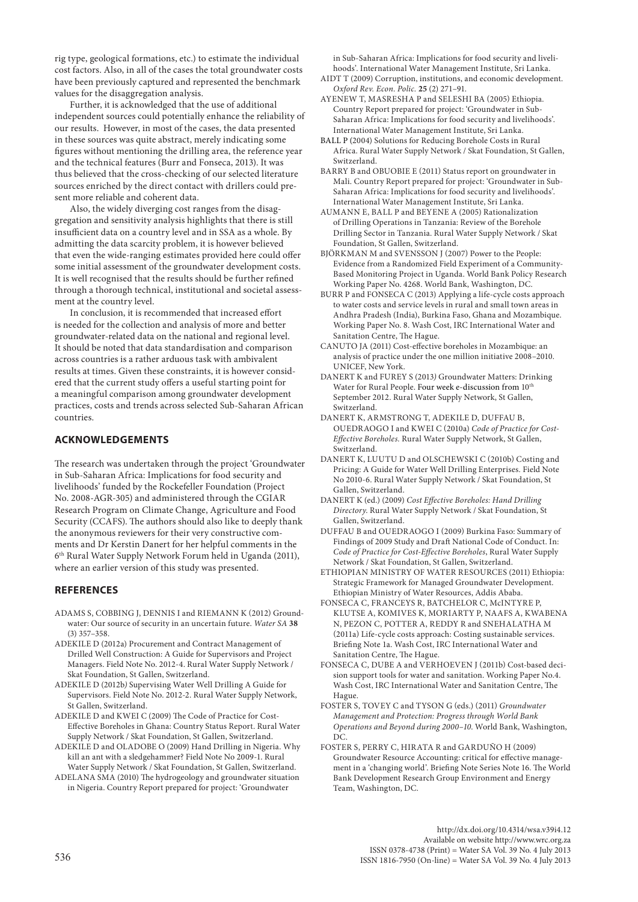rig type, geological formations, etc.) to estimate the individual cost factors. Also, in all of the cases the total groundwater costs have been previously captured and represented the benchmark values for the disaggregation analysis.

Further, it is acknowledged that the use of additional independent sources could potentially enhance the reliability of our results. However, in most of the cases, the data presented in these sources was quite abstract, merely indicating some figures without mentioning the drilling area, the reference year and the technical features (Burr and Fonseca, 2013). It was thus believed that the cross-checking of our selected literature sources enriched by the direct contact with drillers could present more reliable and coherent data.

Also, the widely diverging cost ranges from the disaggregation and sensitivity analysis highlights that there is still insufficient data on a country level and in SSA as a whole. By admitting the data scarcity problem, it is however believed that even the wide-ranging estimates provided here could offer some initial assessment of the groundwater development costs. It is well recognised that the results should be further refined through a thorough technical, institutional and societal assessment at the country level.

In conclusion, it is recommended that increased effort is needed for the collection and analysis of more and better groundwater-related data on the national and regional level. It should be noted that data standardisation and comparison across countries is a rather arduous task with ambivalent results at times. Given these constraints, it is however considered that the current study offers a useful starting point for a meaningful comparison among groundwater development practices, costs and trends across selected Sub-Saharan African countries.

## ACKNOWLEDGEMENTS

The research was undertaken through the project 'Groundwater in Sub-Saharan Africa: Implications for food security and livelihoods' funded by the Rockefeller Foundation (Project No. 2008-AGR-305) and administered through the CGIAR Research Program on Climate Change, Agriculture and Food Security (CCAFS). The authors should also like to deeply thank the anonymous reviewers for their very constructive comments and Dr Kerstin Danert for her helpful comments in the 6th Rural Water Supply Network Forum held in Uganda (2011), where an earlier version of this study was presented.

## REFERENCES

ADAMS S, COBBING J, DENNIS I and RIEMANN K (2012) Groundwater: Our source of security in an uncertain future. *Water SA* **38** (3) 357–358.

ADEKILE D (2012a) Procurement and Contract Management of Drilled Well Construction: A Guide for Supervisors and Project Managers. Field Note No. 2012-4. Rural Water Supply Network / Skat Foundation, St Gallen, Switzerland.

ADEKILE D (2012b) Supervising Water Well Drilling A Guide for Supervisors. Field Note No. 2012-2. Rural Water Supply Network, St Gallen, Switzerland.

ADEKILE D and KWEI C (2009) The Code of Practice for Cost-Effective Boreholes in Ghana: Country Status Report. Rural Water Supply Network / Skat Foundation, St Gallen, Switzerland.

ADEKILE D and OLADOBE O (2009) Hand Drilling in Nigeria. Why kill an ant with a sledgehammer? Field Note No 2009-1. Rural Water Supply Network / Skat Foundation, St Gallen, Switzerland.

ADELANA SMA (2010) The hydrogeology and groundwater situation in Nigeria. Country Report prepared for project: 'Groundwater in Sub-Saharan Africa: Implications for food security and livelihoods'. International Water Management Institute, Sri Lanka.

AIDT T (2009) Corruption, institutions, and economic development. *Oxford Rev. Econ. Polic.* **25** (2) 271–91.

AYENEW T, MASRESHA P and SELESHI BA (2005) Ethiopia. Country Report prepared for project: 'Groundwater in Sub-Saharan Africa: Implications for food security and livelihoods'. International Water Management Institute, Sri Lanka.

BALL P (2004) Solutions for Reducing Borehole Costs in Rural Africa. Rural Water Supply Network / Skat Foundation, St Gallen, Switzerland.

BARRY B and OBUOBIE E (2011) Status report on groundwater in Mali. Country Report prepared for project: 'Groundwater in Sub-Saharan Africa: Implications for food security and livelihoods'. International Water Management Institute, Sri Lanka.

AUMANN E, BALL P and BEYENE A (2005) Rationalization of Drilling Operations in Tanzania: Review of the Borehole Drilling Sector in Tanzania. Rural Water Supply Network / Skat Foundation, St Gallen, Switzerland.

BJÖRKMAN M and SVENSSON J (2007) Power to the People: Evidence from a Randomized Field Experiment of a Community-Based Monitoring Project in Uganda. World Bank Policy Research Working Paper No. 4268. World Bank, Washington, DC.

BURR P and FONSECA C (2013) Applying a life-cycle costs approach to water costs and service levels in rural and small town areas in Andhra Pradesh (India), Burkina Faso, Ghana and Mozambique. Working Paper No. 8. Wash Cost, IRC International Water and Sanitation Centre, The Hague.

CANUTO JA (2011) Cost-effective boreholes in Mozambique: an analysis of practice under the one million initiative 2008–2010. UNICEF, New York.

DANERT K and FUREY S (2013) Groundwater Matters: Drinking Water for Rural People. Four week e-discussion from 10th September 2012. Rural Water Supply Network, St Gallen, Switzerland.

DANERT K, ARMSTRONG T, ADEKILE D, DUFFAU B, OUEDRAOGO I and KWEI C (2010a) *Code of Practice for Cost-Effective Boreholes*. Rural Water Supply Network, St Gallen, Switzerland.

DANERT K, LUUTU D and OLSCHEWSKI C (2010b) Costing and Pricing: A Guide for Water Well Drilling Enterprises. Field Note No 2010-6. Rural Water Supply Network / Skat Foundation, St Gallen, Switzerland.

DANERT K (ed.) (2009) *Cost Effective Boreholes: Hand Drilling Directory*. Rural Water Supply Network / Skat Foundation, St Gallen, Switzerland.

DUFFAU B and OUEDRAOGO I (2009) Burkina Faso: Summary of Findings of 2009 Study and Draft National Code of Conduct. In: *Code of Practice for Cost-Effective Boreholes*, Rural Water Supply Network / Skat Foundation, St Gallen, Switzerland.

ETHIOPIAN MINISTRY OF WATER RESOURCES (2011) Ethiopia: Strategic Framework for Managed Groundwater Development. Ethiopian Ministry of Water Resources, Addis Ababa.

FONSECA C, FRANCEYS R, BATCHELOR C, McINTYRE P, KLUTSE A, KOMIVES K, MORIARTY P, NAAFS A, KWABENA N, PEZON C, POTTER A, REDDY R and SNEHALATHA M (2011a) Life-cycle costs approach: Costing sustainable services. Briefing Note 1a. Wash Cost, IRC International Water and Sanitation Centre, The Hague.

FONSECA C, DUBE A and VERHOEVEN J (2011b) Cost-based decision support tools for water and sanitation. Working Paper No.4. Wash Cost, IRC International Water and Sanitation Centre, The Hague.

FOSTER S, TOVEY C and TYSON G (eds.) (2011) *Groundwater Management and Protection: Progress through World Bank Operations and Beyond during 2000–10*. World Bank, Washington, DC.

FOSTER S, PERRY C, HIRATA R and GARDUÑO H (2009) Groundwater Resource Accounting: critical for effective management in a 'changing world'. Briefing Note Series Note 16. The World Bank Development Research Group Environment and Energy Team, Washington, DC.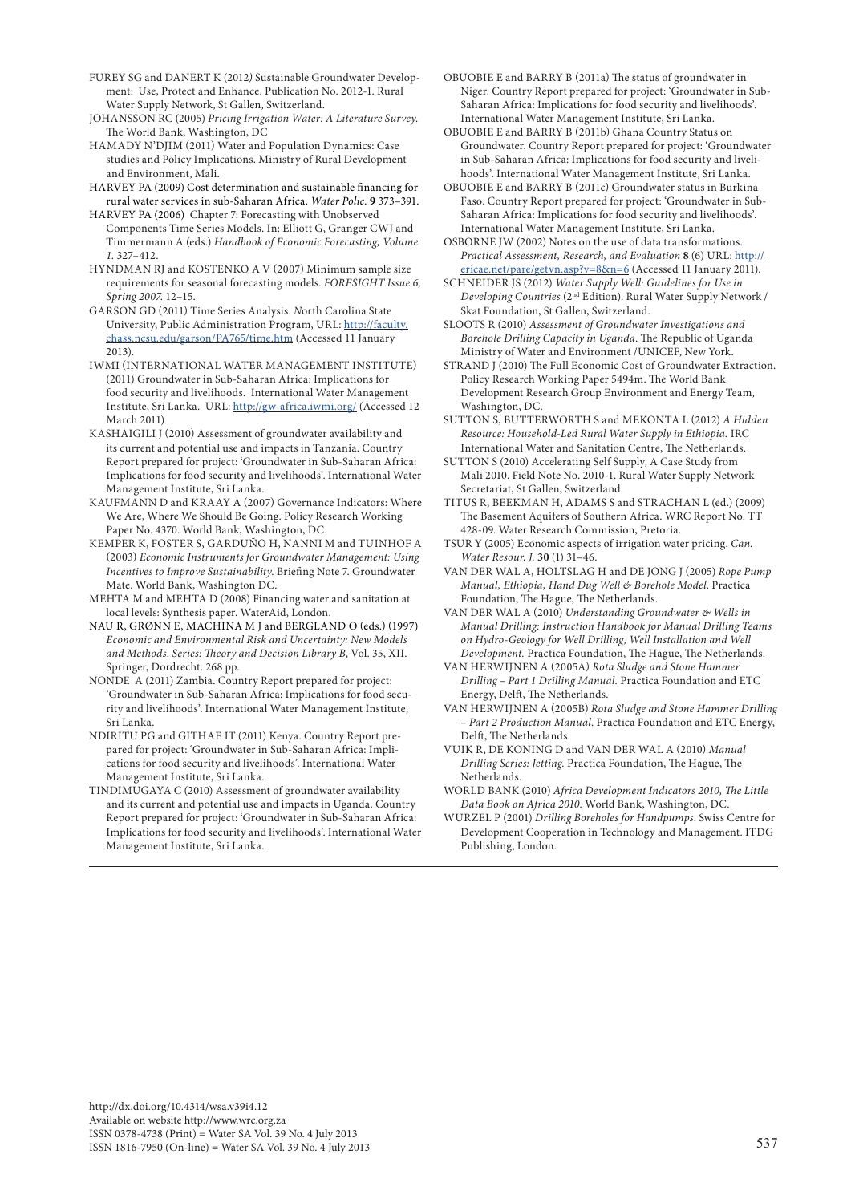FUREY SG and DANERT K (2012) Sustainable Groundwater Development: Use, Protect and Enhance. Publication No. 2012-1. Rural Water Supply Network, St Gallen, Switzerland.

JOHANSSON RC (2005) *Pricing Irrigation Water: A Literature Survey.* The World Bank, Washington, DC

HAMADY N'DJIM (2011) Water and Population Dynamics: Case studies and Policy Implications. Ministry of Rural Development and Environment, Mali.

HARVEY PA (2009) Cost determination and sustainable financing for rural water services in sub-Saharan Africa. *Water Polic*. **9** 373–391.

HARVEY PA (2006) Chapter 7: Forecasting with Unobserved Components Time Series Models. In: Elliott G, Granger CWJ and Timmermann A (eds.) *Handbook of Economic Forecasting, Volume 1*. 327–412.

HYNDMAN RJ and KOSTENKO A V (2007) Minimum sample size requirements for seasonal forecasting models. *FORESIGHT Issue 6, Spring 2007.* 12–15.

GARSON GD (2011) Time Series Analysis. North Carolina State University, Public Administration Program, URL: http://faculty.chass.ncsu.edu/garson/PA765/time.htm (Accessed 11 January 2013).

IWMI (INTERNATIONAL WATER MANAGEMENT INSTITUTE) (2011) Groundwater in Sub-Saharan Africa: Implications for food security and livelihoods. International Water Management Institute, Sri Lanka. URL: http://gw-africa.iwmi.org/ (Accessed 12 March 2011)

KASHAIGILI J (2010) Assessment of groundwater availability and its current and potential use and impacts in Tanzania. Country Report prepared for project: 'Groundwater in Sub-Saharan Africa: Implications for food security and livelihoods'. International Water Management Institute, Sri Lanka.

KAUFMANN D and KRAAY A (2007) Governance Indicators: Where We Are, Where We Should Be Going. Policy Research Working Paper No. 4370. World Bank, Washington, DC.

KEMPER K, FOSTER S, GARDUÑO H, NANNI M and TUINHOF A (2003) *Economic Instruments for Groundwater Management: Using Incentives to Improve Sustainability.* Briefing Note 7. Groundwater Mate. World Bank, Washington DC.

MEHTA M and MEHTA D (2008) Financing water and sanitation at local levels: Synthesis paper. WaterAid, London.

NAU R, GRØNN E, MACHINA M J and BERGLAND O (eds.) (1997) *Economic and Environmental Risk and Uncertainty: New Models and Methods. Series: Theory and Decision Library B*, Vol. 35, XII. Springer, Dordrecht. 268 pp.

NONDE A (2011) Zambia. Country Report prepared for project: 'Groundwater in Sub-Saharan Africa: Implications for food security and livelihoods'. International Water Management Institute, Sri Lanka.

NDIRITU PG and GITHAE IT (2011) Kenya. Country Report prepared for project: 'Groundwater in Sub-Saharan Africa: Implications for food security and livelihoods'. International Water Management Institute, Sri Lanka.

TINDIMUGAYA C (2010) Assessment of groundwater availability and its current and potential use and impacts in Uganda. Country Report prepared for project: 'Groundwater in Sub-Saharan Africa: Implications for food security and livelihoods'. International Water Management Institute, Sri Lanka.

OBUOBIE E and BARRY B (2011a) The status of groundwater in Niger. Country Report prepared for project: 'Groundwater in Sub-Saharan Africa: Implications for food security and livelihoods'. International Water Management Institute, Sri Lanka.

OBUOBIE E and BARRY B (2011b) Ghana Country Status on Groundwater. Country Report prepared for project: 'Groundwater in Sub-Saharan Africa: Implications for food security and livelihoods'. International Water Management Institute, Sri Lanka.

OBUOBIE E and BARRY B (2011c) Groundwater status in Burkina Faso. Country Report prepared for project: 'Groundwater in Sub-Saharan Africa: Implications for food security and livelihoods'. International Water Management Institute, Sri Lanka.

OSBORNE JW (2002) Notes on the use of data transformations. *Practical Assessment, Research, and Evaluation* **8** (6) URL: http://ericae.net/pare/getvn.asp?v=8&n=6 (Accessed 11 January 2011).

SCHNEIDER JS (2012) *Water Supply Well: Guidelines for Use in Developing Countries* (2nd Edition). Rural Water Supply Network / Skat Foundation, St Gallen, Switzerland.

SLOOTS R (2010) *Assessment of Groundwater Investigations and Borehole Drilling Capacity in Uganda*. The Republic of Uganda Ministry of Water and Environment /UNICEF, New York.

STRAND J (2010) The Full Economic Cost of Groundwater Extraction. Policy Research Working Paper 5494m. The World Bank Development Research Group Environment and Energy Team, Washington, DC.

SUTTON S, BUTTERWORTH S and MEKONTA L (2012) *A Hidden Resource: Household-Led Rural Water Supply in Ethiopia*. IRC International Water and Sanitation Centre, The Netherlands.

SUTTON S (2010) Accelerating Self Supply, A Case Study from Mali 2010. Field Note No. 2010-1. Rural Water Supply Network Secretariat, St Gallen, Switzerland.

TITUS R, BEEKMAN H, ADAMS S and STRACHAN L (ed.) (2009) The Basement Aquifers of Southern Africa. WRC Report No. TT 428-09. Water Research Commission, Pretoria.

TSUR Y (2005) Economic aspects of irrigation water pricing. *Can. Water Resour. J.* **30** (1) 31–46.

VAN DER WAL A, HOLTSLAG H and DE JONG J (2005) *Rope Pump Manual, Ethiopia, Hand Dug Well & Borehole Model*. Practica Foundation, The Hague, The Netherlands.

VAN DER WAL A (2010) *Understanding Groundwater & Wells in Manual Drilling: Instruction Handbook for Manual Drilling Teams on Hydro-Geology for Well Drilling, Well Installation and Well Development.* Practica Foundation, The Hague, The Netherlands.

VAN HERWIJNEN A (2005A) *Rota Sludge and Stone Hammer Drilling – Part 1 Drilling Manual*. Practica Foundation and ETC Energy, Delft, The Netherlands.

VAN HERWIJNEN A (2005B) *Rota Sludge and Stone Hammer Drilling – Part 2 Production Manual*. Practica Foundation and ETC Energy, Delft, The Netherlands.

VUIK R, DE KONING D and VAN DER WAL A (2010) *Manual Drilling Series: Jetting.* Practica Foundation, The Hague, The Netherlands.

WORLD BANK (2010) *Africa Development Indicators 2010, The Little Data Book on Africa 2010.* World Bank, Washington, DC.

WURZEL P (2001) *Drilling Boreholes for Handpumps.* Swiss Centre for Development Cooperation in Technology and Management. ITDG Publishing, London.